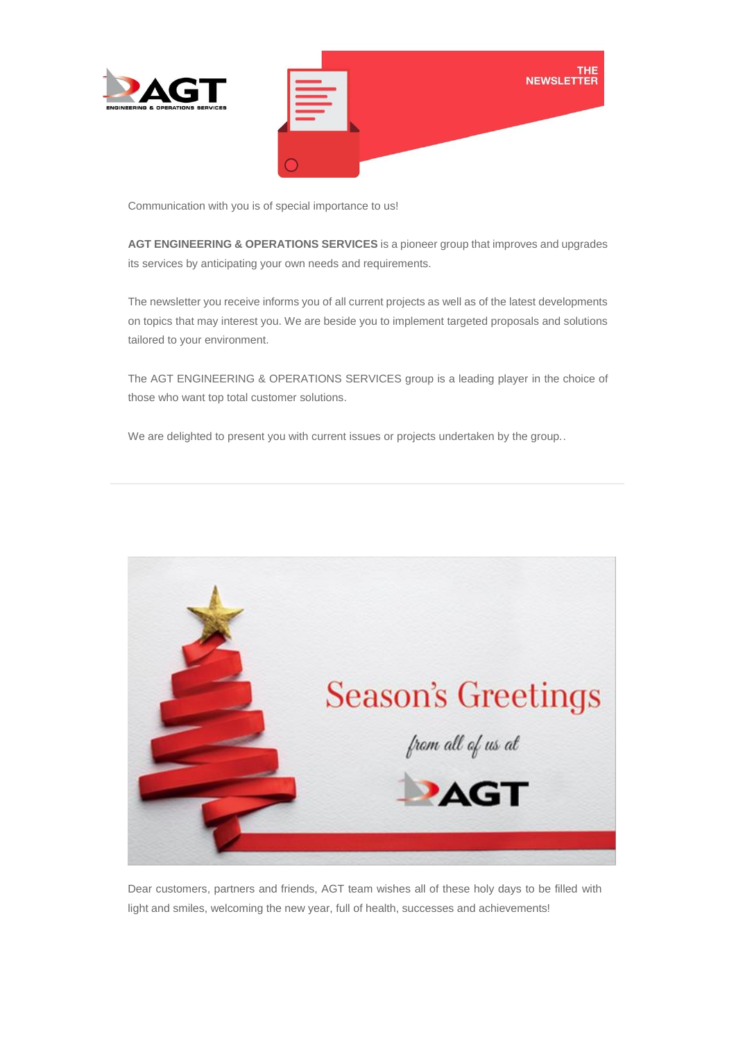THE NEWSLETTER

Communication with you is of special importance to us!

**AGT ENGINEERING & OPERATIONS SERVICES** is a pioneer group that improves and upgrades its services by anticipating your own needs and requirements.

The newsletter you receive informs you of all current projects as well as of the latest developments on topics that may interest you. We are beside you to implement targeted proposals and solutions tailored to your environment.

The AGT ENGINEERING & OPERATIONS SERVICES group is a leading player in the choice of those who want top total customer solutions.

We are delighted to present you with current issues or projects undertaken by the group..

---

Season's Greetings

*from all of us at*

AGT

Dear customers, partners and friends, AGT team wishes all of these holy days to be filled with light and smiles, welcoming the new year, full of health, successes and achievements!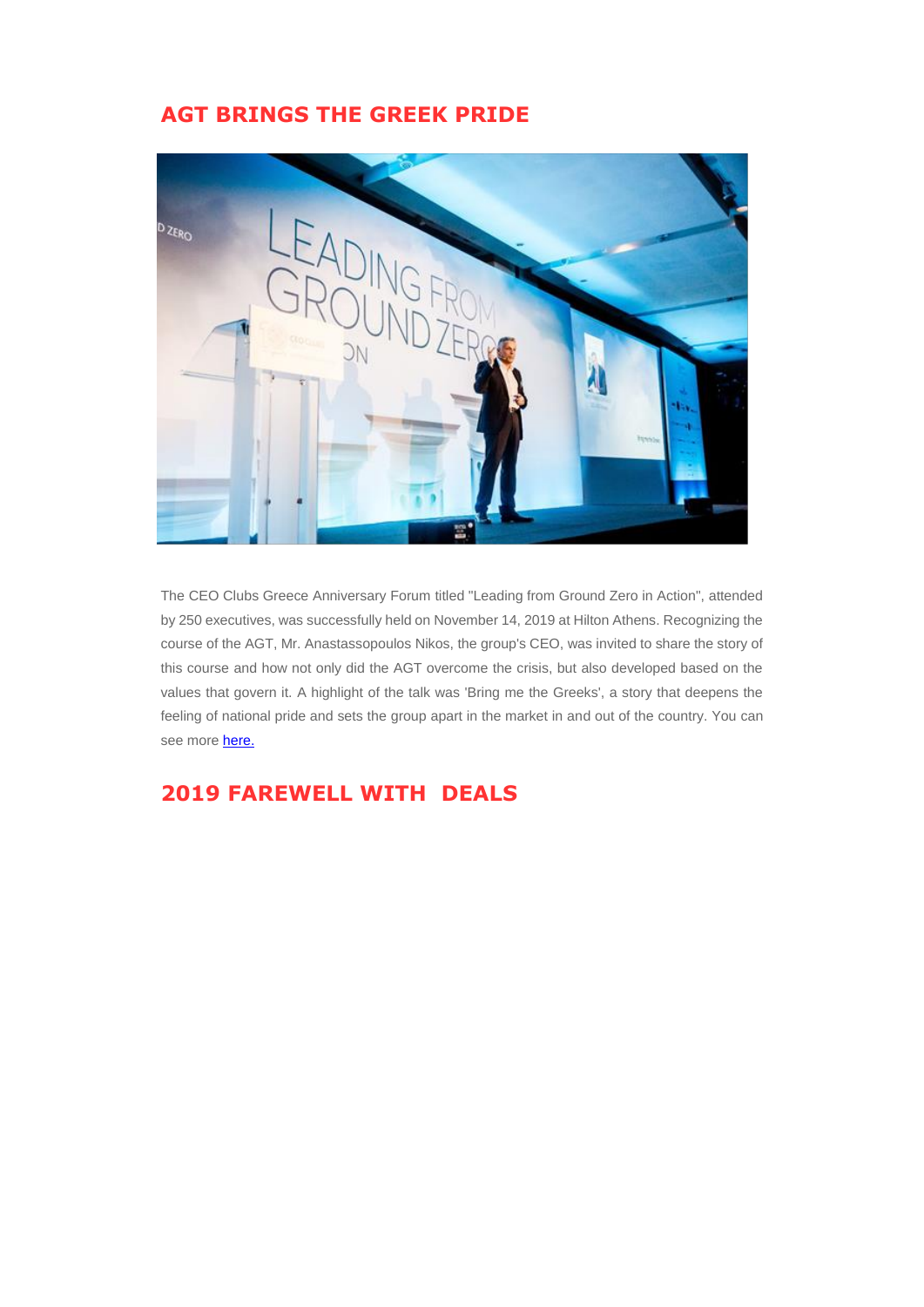## AGT BRINGS THE GREEK PRIDE

The CEO Clubs Greece Anniversary Forum titled "Leading from Ground Zero in Action", attended by 250 executives, was successfully held on November 14, 2019 at Hilton Athens. Recognizing the course of the AGT, Mr. Anastassopoulos Nikos, the group's CEO, was invited to share the story of this course and how not only did the AGT overcome the crisis, but also developed based on the values that govern it. A highlight of the talk was 'Bring me the Greeks', a story that deepens the feeling of national pride and sets the group apart in the market in and out of the country. You can see more here.

## 2019 FAREWELL WITH DEALS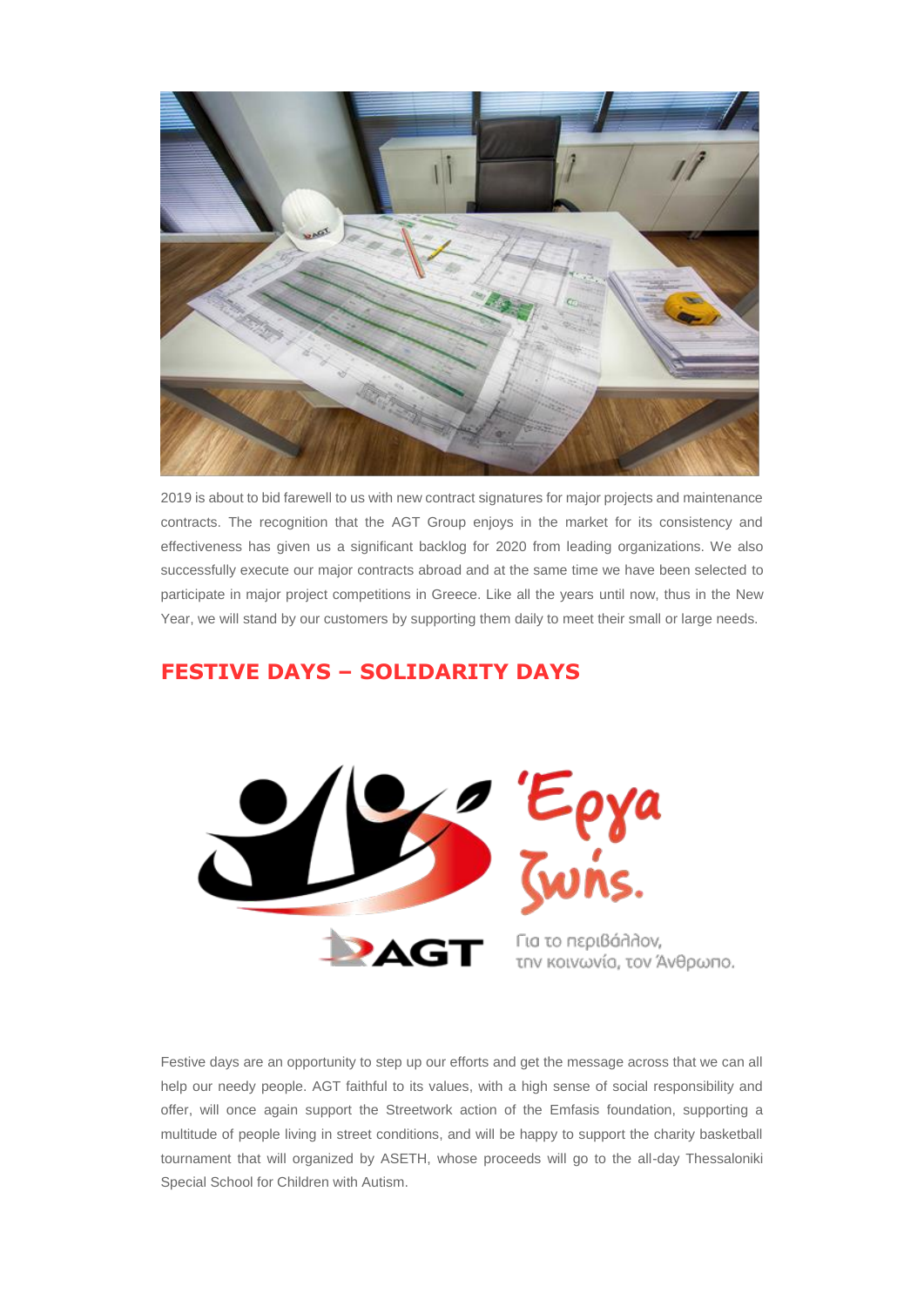2019 is about to bid farewell to us with new contract signatures for major projects and maintenance contracts. The recognition that the AGT Group enjoys in the market for its consistency and effectiveness has given us a significant backlog for 2020 from leading organizations. We also successfully execute our major contracts abroad and at the same time we have been selected to participate in major project competitions in Greece. Like all the years until now, thus in the New Year, we will stand by our customers by supporting them daily to meet their small or large needs.

## FESTIVE DAYS – SOLIDARITY DAYS

Festive days are an opportunity to step up our efforts and get the message across that we can all help our needy people. AGT faithful to its values, with a high sense of social responsibility and offer, will once again support the Streetwork action of the Emfasis foundation, supporting a multitude of people living in street conditions, and will be happy to support the charity basketball tournament that will organized by ASETH, whose proceeds will go to the all-day Thessaloniki Special School for Children with Autism.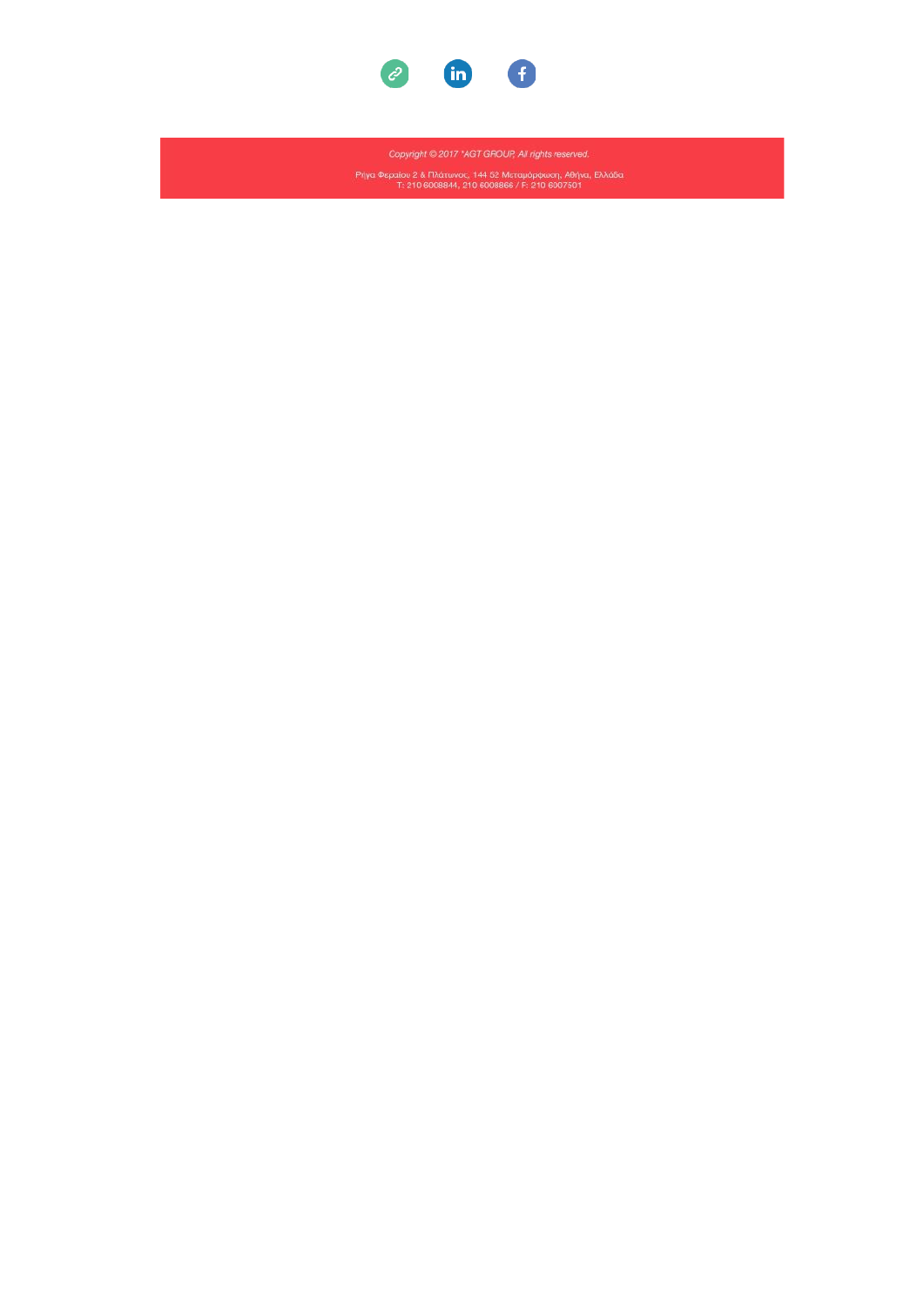*Copyright © 2017 "AGT GROUP, All rights reserved.*

Ρήγα Φεραίου 2 & Πλάτωνος, 144 52 Μεταμόρφωση, Αθήνα, Ελλάδα
T: 210 6008844, 210 6008866 / F: 210 6007501